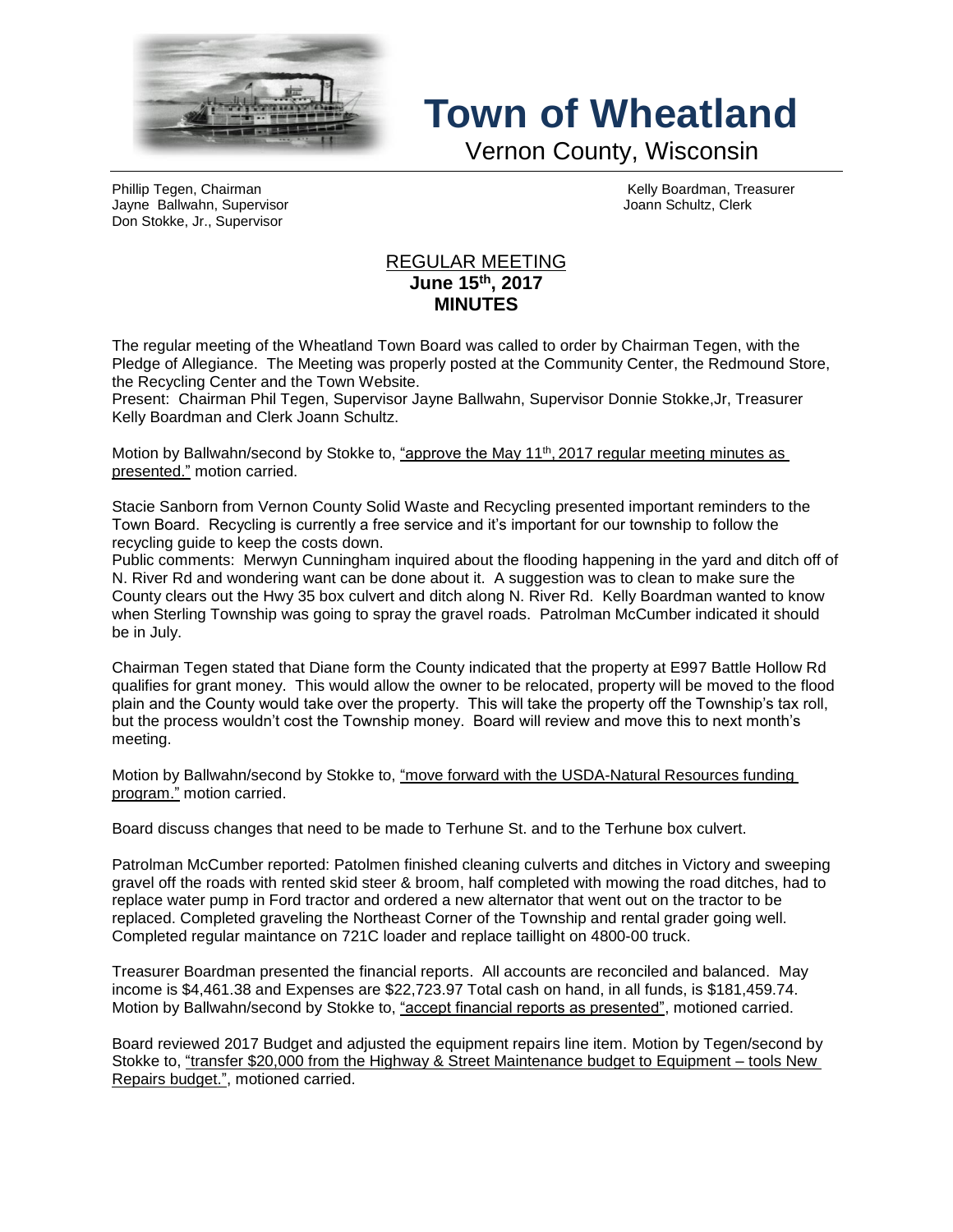# Town of Wheatland

Vernon County, Wisconsin

Phillip Tegen, Chairman
Jayne Ballwahn, Supervisor
Don Stokke, Jr., Supervisor

Kelly Boardman, Treasurer
Joann Schultz, Clerk

## REGULAR MEETING
**June 15th, 2017**
**MINUTES**

The regular meeting of the Wheatland Town Board was called to order by Chairman Tegen, with the Pledge of Allegiance. The Meeting was properly posted at the Community Center, the Redmound Store, the Recycling Center and the Town Website.
Present: Chairman Phil Tegen, Supervisor Jayne Ballwahn, Supervisor Donnie Stokke,Jr, Treasurer Kelly Boardman and Clerk Joann Schultz.

Motion by Ballwahn/second by Stokke to, "approve the May 11th, 2017 regular meeting minutes as presented." motion carried.

Stacie Sanborn from Vernon County Solid Waste and Recycling presented important reminders to the Town Board. Recycling is currently a free service and it's important for our township to follow the recycling guide to keep the costs down.
Public comments: Merwyn Cunningham inquired about the flooding happening in the yard and ditch off of N. River Rd and wondering want can be done about it. A suggestion was to clean to make sure the County clears out the Hwy 35 box culvert and ditch along N. River Rd. Kelly Boardman wanted to know when Sterling Township was going to spray the gravel roads. Patrolman McCumber indicated it should be in July.

Chairman Tegen stated that Diane form the County indicated that the property at E997 Battle Hollow Rd qualifies for grant money. This would allow the owner to be relocated, property will be moved to the flood plain and the County would take over the property. This will take the property off the Township's tax roll, but the process wouldn't cost the Township money. Board will review and move this to next month's meeting.

Motion by Ballwahn/second by Stokke to, "move forward with the USDA-Natural Resources funding program." motion carried.

Board discuss changes that need to be made to Terhune St. and to the Terhune box culvert.

Patrolman McCumber reported: Patolmen finished cleaning culverts and ditches in Victory and sweeping gravel off the roads with rented skid steer & broom, half completed with mowing the road ditches, had to replace water pump in Ford tractor and ordered a new alternator that went out on the tractor to be replaced. Completed graveling the Northeast Corner of the Township and rental grader going well. Completed regular maintance on 721C loader and replace taillight on 4800-00 truck.

Treasurer Boardman presented the financial reports. All accounts are reconciled and balanced. May income is $4,461.38 and Expenses are $22,723.97 Total cash on hand, in all funds, is $181,459.74. Motion by Ballwahn/second by Stokke to, "accept financial reports as presented", motioned carried.

Board reviewed 2017 Budget and adjusted the equipment repairs line item. Motion by Tegen/second by Stokke to, "transfer $20,000 from the Highway & Street Maintenance budget to Equipment – tools New Repairs budget.", motioned carried.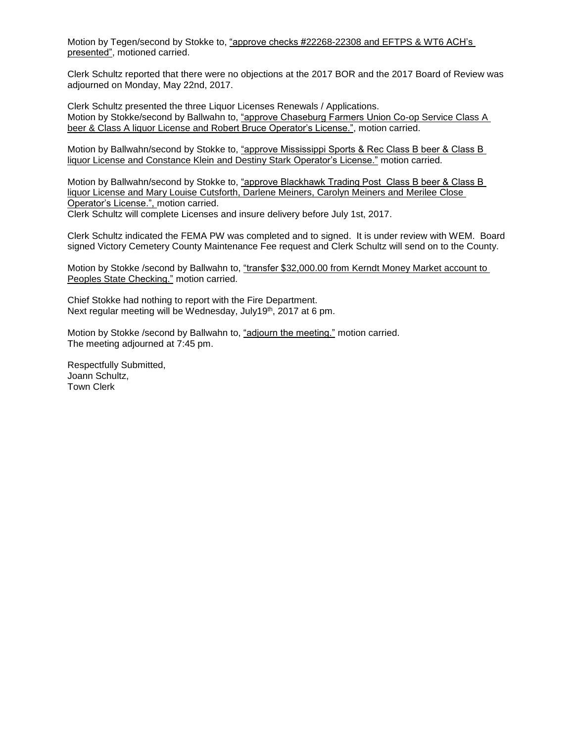Motion by Tegen/second by Stokke to, "approve checks #22268-22308 and EFTPS & WT6 ACH's presented", motioned carried.

Clerk Schultz reported that there were no objections at the 2017 BOR and the 2017 Board of Review was adjourned on Monday, May 22nd, 2017.

Clerk Schultz presented the three Liquor Licenses Renewals / Applications.
Motion by Stokke/second by Ballwahn to, "approve Chaseburg Farmers Union Co-op Service Class A beer & Class A liquor License and Robert Bruce Operator's License.", motion carried.

Motion by Ballwahn/second by Stokke to, "approve Mississippi Sports & Rec Class B beer & Class B liquor License and Constance Klein and Destiny Stark Operator's License." motion carried.

Motion by Ballwahn/second by Stokke to, "approve Blackhawk Trading Post Class B beer & Class B liquor License and Mary Louise Cutsforth, Darlene Meiners, Carolyn Meiners and Merilee Close Operator's License.", motion carried.
Clerk Schultz will complete Licenses and insure delivery before July 1st, 2017.

Clerk Schultz indicated the FEMA PW was completed and to signed. It is under review with WEM. Board signed Victory Cemetery County Maintenance Fee request and Clerk Schultz will send on to the County.

Motion by Stokke /second by Ballwahn to, "transfer $32,000.00 from Kerndt Money Market account to Peoples State Checking." motion carried.

Chief Stokke had nothing to report with the Fire Department.
Next regular meeting will be Wednesday, July19th, 2017 at 6 pm.

Motion by Stokke /second by Ballwahn to, "adjourn the meeting." motion carried.
The meeting adjourned at 7:45 pm.

Respectfully Submitted,
Joann Schultz,
Town Clerk